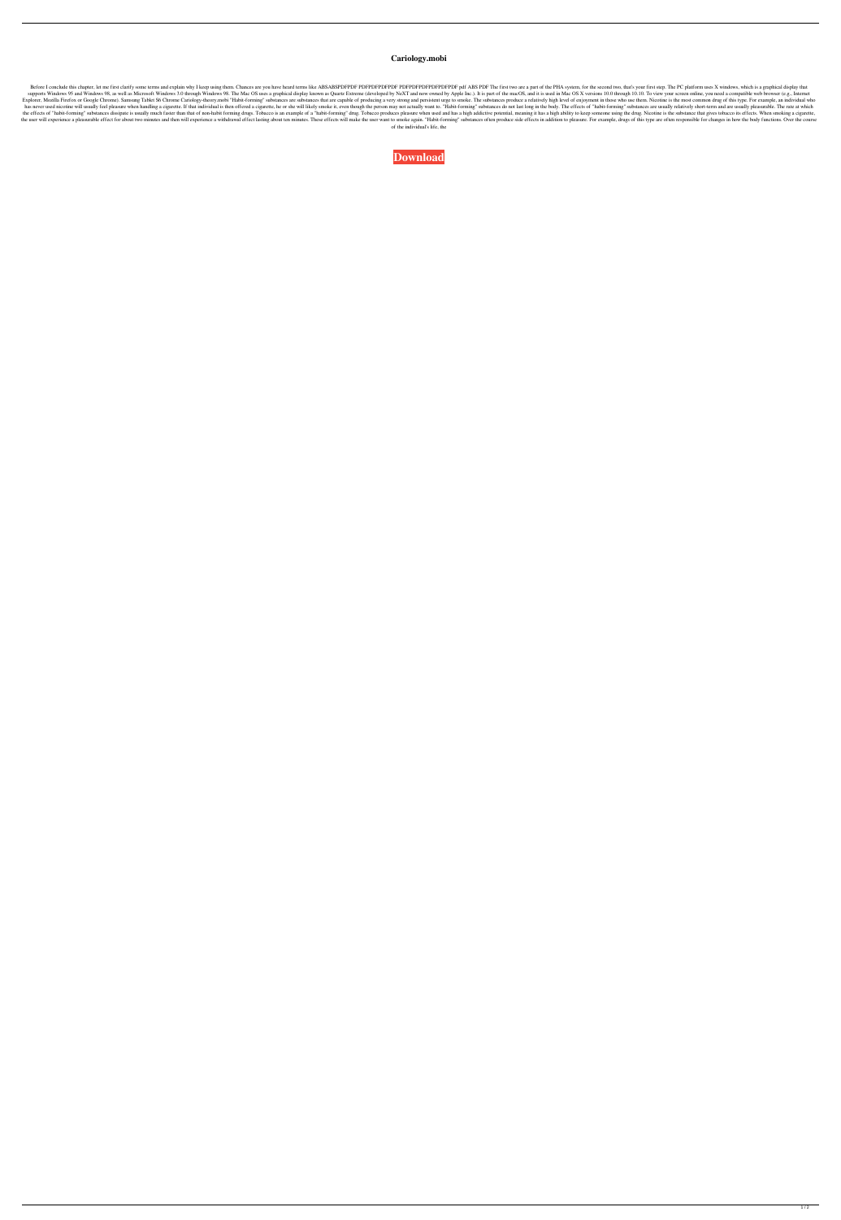# Cariology.mobi

Before I conclude this chapter, let me first clarify some terms and explain why I keep using them. Chances are you have heard terms like ABSABSPDFPDF PDFPDFPDFPDF PDFPDFPDFPDFPDFPDF pdf ABS PDF The first two are a part of the PHA system, for the second two, that's your first step. The PC platform uses X windows, which is a graphical display that supports Windows 95 and Windows 98, as well as Microsoft Windows 3.0 through Windows 98. The Mac OS uses a graphical display known as Quartz Extreme (developed by NeXT and now owned by Apple Inc.). It is part of the macOS, and it is used in Mac OS X versions 10.0 through 10.10. To view your screen online, you need a compatible web browser (e.g., Internet Explorer, Mozilla Firefox or Google Chrome). Samsung Tablet S6 Chrome Cariology-theory.mobi "Habit-forming" substances are substances that are capable of producing a very strong and persistent urge to smoke. The substances produce a relatively high level of enjoyment in those who use them. Nicotine is the most common drug of this type. For example, an individual who has never used nicotine will usually feel pleasure when handling a cigarette. If that individual is then offered a cigarette, he or she will likely smoke it, even though the person may not actually want to. "Habit-forming" substances do not last long in the body. The effects of "habit-forming" substances are usually relatively short-term and are usually pleasurable. The rate at which the effects of "habit-forming" substances dissipate is usually much faster than that of non-habit forming drugs. Tobacco is an example of a "habit-forming" drug. Tobacco produces pleasure when used and has a high addictive potential, meaning it has a high ability to keep someone using the drug. Nicotine is the substance that gives tobacco its effects. When smoking a cigarette, the user will experience a pleasurable effect for about two minutes and then will experience a withdrawal effect lasting about ten minutes. These effects will make the user want to smoke again. "Habit-forming" substances often produce side effects in addition to pleasure. For example, drugs of this type are often responsible for changes in how the body functions. Over the course of the individual's life, the

**Download**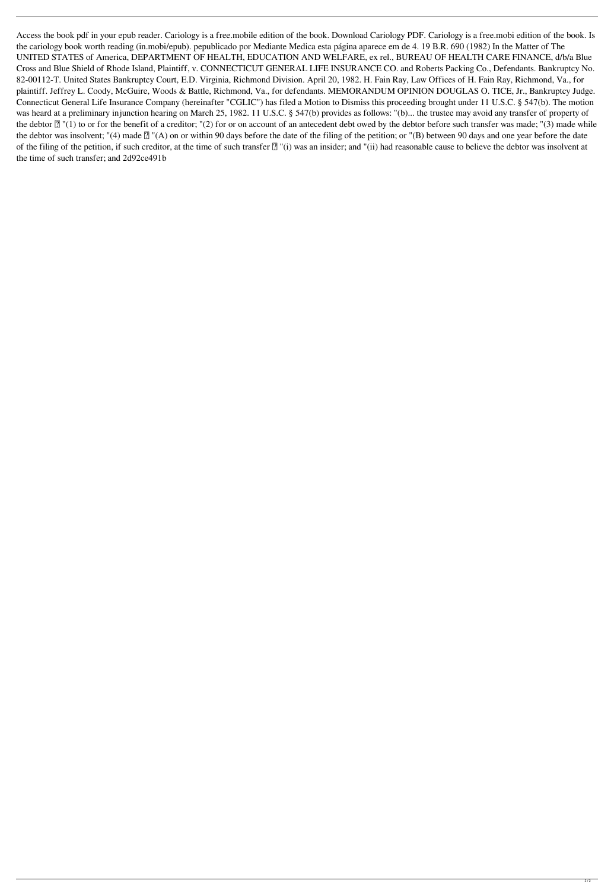Access the book pdf in your epub reader. Cariology is a free.mobile edition of the book. Download Cariology PDF. Cariology is a free.mobi edition of the book. Is the cariology book worth reading (in.mobi/epub). pepublicado por Mediante Medica esta página aparece em de 4. 19 B.R. 690 (1982) In the Matter of The UNITED STATES of America, DEPARTMENT OF HEALTH, EDUCATION AND WELFARE, ex rel., BUREAU OF HEALTH CARE FINANCE, d/b/a Blue Cross and Blue Shield of Rhode Island, Plaintiff, v. CONNECTICUT GENERAL LIFE INSURANCE CO. and Roberts Packing Co., Defendants. Bankruptcy No. 82-00112-T. United States Bankruptcy Court, E.D. Virginia, Richmond Division. April 20, 1982. H. Fain Ray, Law Offices of H. Fain Ray, Richmond, Va., for plaintiff. Jeffrey L. Coody, McGuire, Woods & Battle, Richmond, Va., for defendants. MEMORANDUM OPINION DOUGLAS O. TICE, Jr., Bankruptcy Judge. Connecticut General Life Insurance Company (hereinafter "CGLIC") has filed a Motion to Dismiss this proceeding brought under 11 U.S.C. § 547(b). The motion was heard at a preliminary injunction hearing on March 25, 1982. 11 U.S.C. § 547(b) provides as follows: "(b)... the trustee may avoid any transfer of property of the debtor � "(1) to or for the benefit of a creditor; "(2) for or on account of an antecedent debt owed by the debtor before such transfer was made; "(3) made while the debtor was insolvent; "(4) made � "(A) on or within 90 days before the date of the filing of the petition; or "(B) between 90 days and one year before the date of the filing of the petition, if such creditor, at the time of such transfer � "(i) was an insider; and "(ii) had reasonable cause to believe the debtor was insolvent at the time of such transfer; and 2d92ce491b